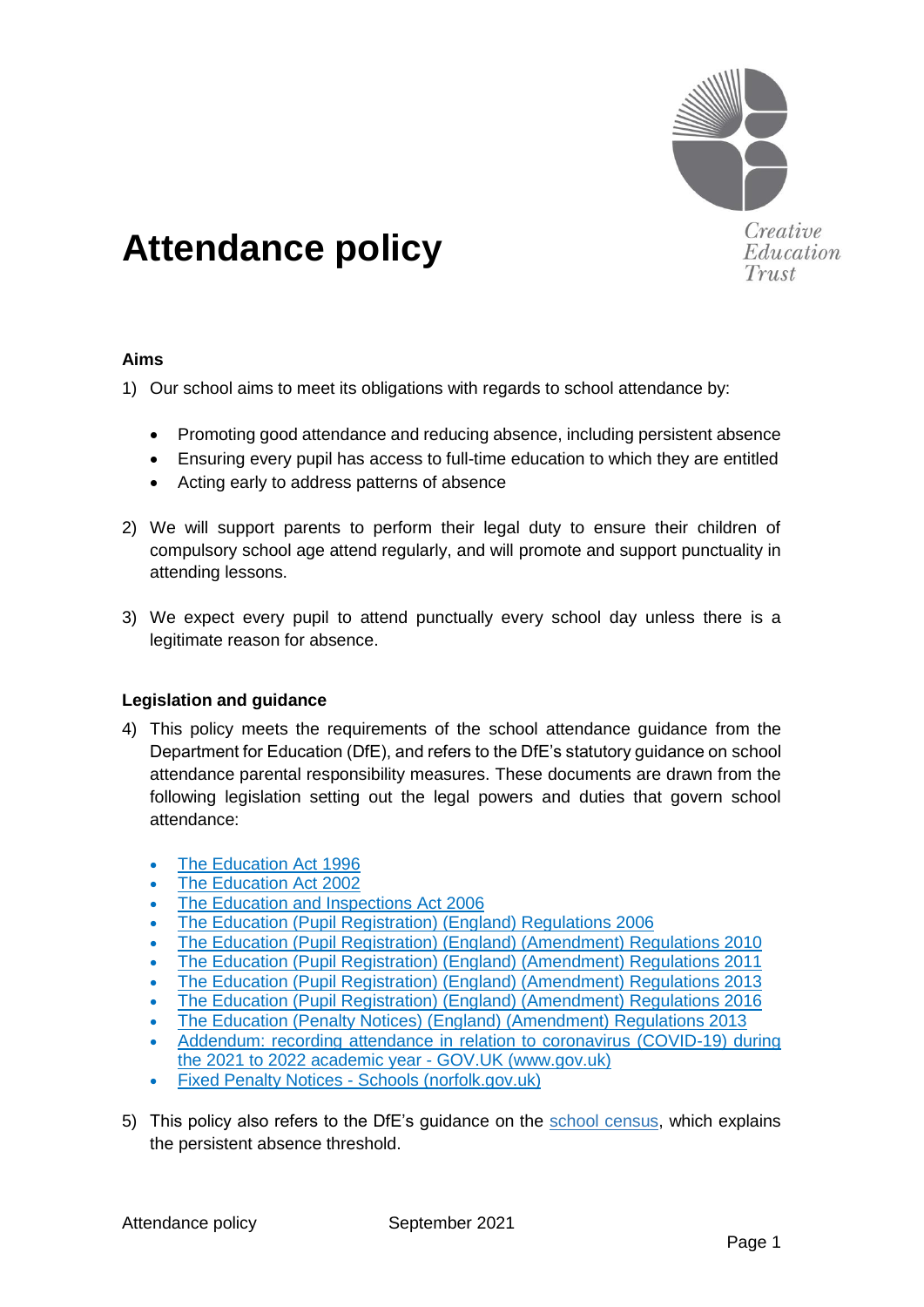# Attendance policy

Creative Education Trust

### Aims

1) Our school aims to meet its obligations with regards to school attendance by:

    - Promoting good attendance and reducing absence, including persistent absence
    - Ensuring every pupil has access to full-time education to which they are entitled
    - Acting early to address patterns of absence

2) We will support parents to perform their legal duty to ensure their children of compulsory school age attend regularly, and will promote and support punctuality in attending lessons.

3) We expect every pupil to attend punctually every school day unless there is a legitimate reason for absence.

### Legislation and guidance

4) This policy meets the requirements of the school attendance guidance from the Department for Education (DfE), and refers to the DfE's statutory guidance on school attendance parental responsibility measures. These documents are drawn from the following legislation setting out the legal powers and duties that govern school attendance:

    - The Education Act 1996
    - The Education Act 2002
    - The Education and Inspections Act 2006
    - The Education (Pupil Registration) (England) Regulations 2006
    - The Education (Pupil Registration) (England) (Amendment) Regulations 2010
    - The Education (Pupil Registration) (England) (Amendment) Regulations 2011
    - The Education (Pupil Registration) (England) (Amendment) Regulations 2013
    - The Education (Pupil Registration) (England) (Amendment) Regulations 2016
    - The Education (Penalty Notices) (England) (Amendment) Regulations 2013
    - Addendum: recording attendance in relation to coronavirus (COVID-19) during the 2021 to 2022 academic year - GOV.UK (www.gov.uk)
    - Fixed Penalty Notices - Schools (norfolk.gov.uk)

5) This policy also refers to the DfE's guidance on the school census, which explains the persistent absence threshold.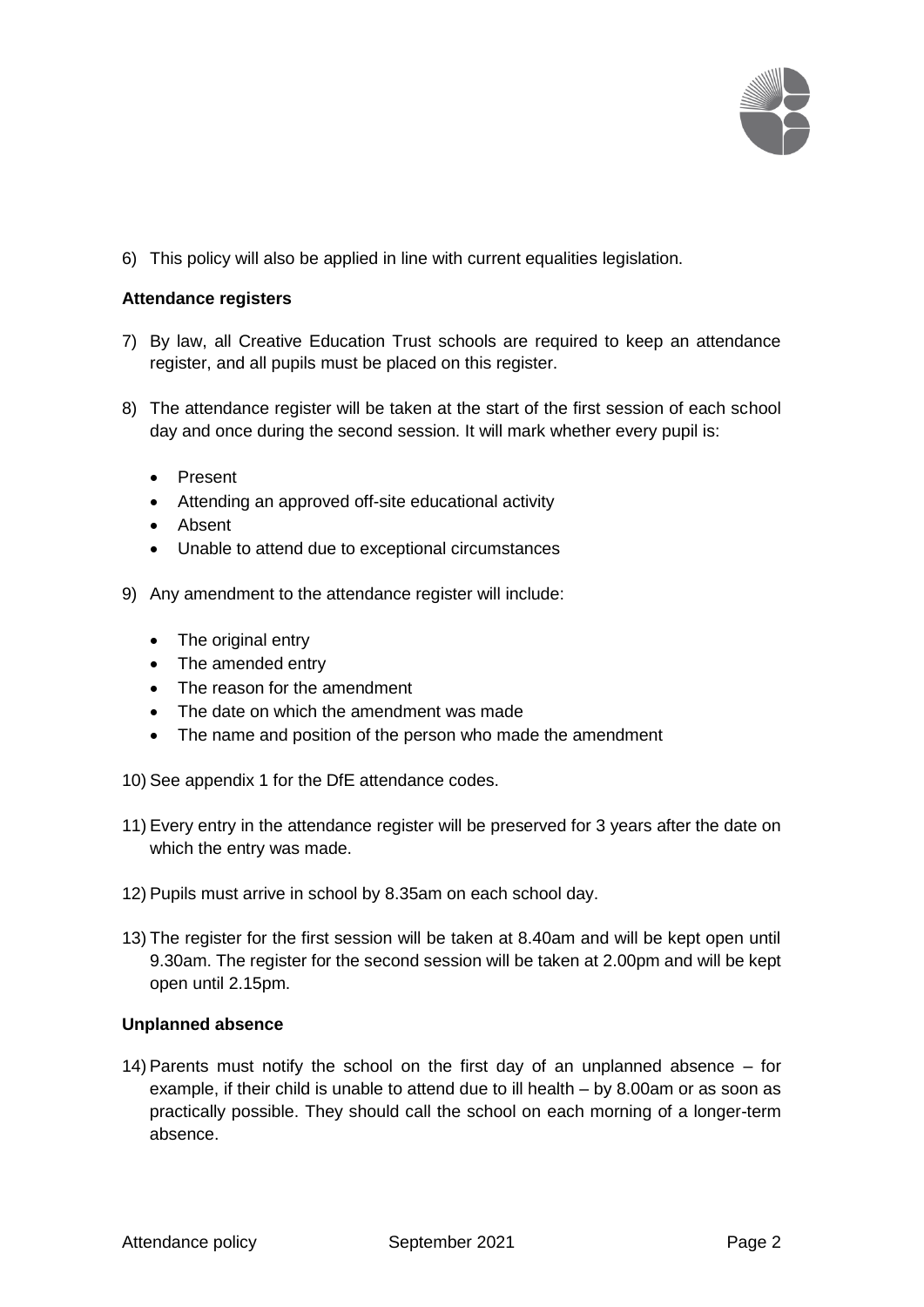6) This policy will also be applied in line with current equalities legislation.

**Attendance registers**

7) By law, all Creative Education Trust schools are required to keep an attendance register, and all pupils must be placed on this register.

8) The attendance register will be taken at the start of the first session of each school day and once during the second session. It will mark whether every pupil is:

   - Present
   - Attending an approved off-site educational activity
   - Absent
   - Unable to attend due to exceptional circumstances

9) Any amendment to the attendance register will include:

   - The original entry
   - The amended entry
   - The reason for the amendment
   - The date on which the amendment was made
   - The name and position of the person who made the amendment

10) See appendix 1 for the DfE attendance codes.

11) Every entry in the attendance register will be preserved for 3 years after the date on which the entry was made.

12) Pupils must arrive in school by 8.35am on each school day.

13) The register for the first session will be taken at 8.40am and will be kept open until 9.30am. The register for the second session will be taken at 2.00pm and will be kept open until 2.15pm.

**Unplanned absence**

14) Parents must notify the school on the first day of an unplanned absence – for example, if their child is unable to attend due to ill health – by 8.00am or as soon as practically possible. They should call the school on each morning of a longer-term absence.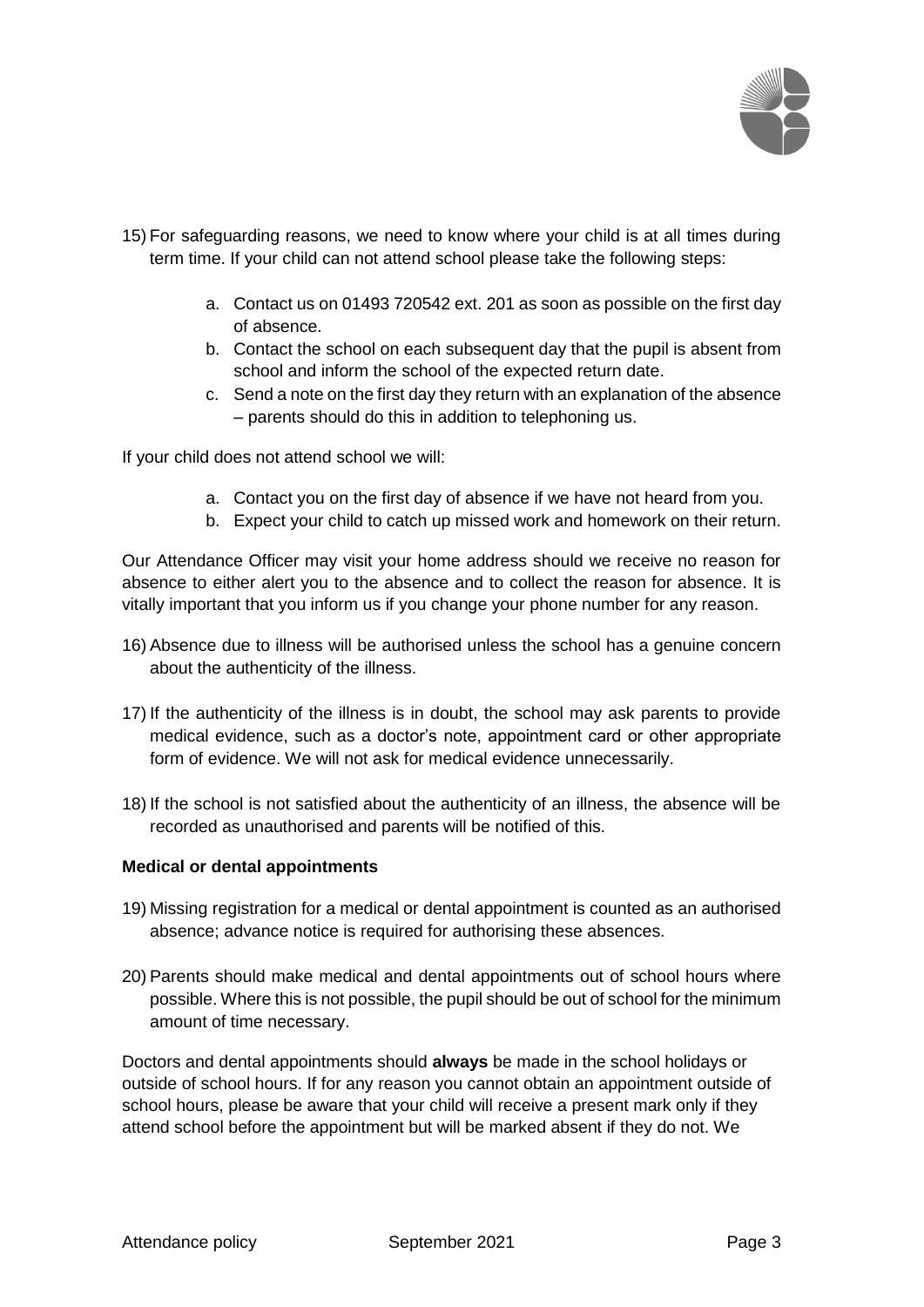15) For safeguarding reasons, we need to know where your child is at all times during term time. If your child can not attend school please take the following steps:

    a. Contact us on 01493 720542 ext. 201 as soon as possible on the first day of absence.
    b. Contact the school on each subsequent day that the pupil is absent from school and inform the school of the expected return date.
    c. Send a note on the first day they return with an explanation of the absence – parents should do this in addition to telephoning us.

If your child does not attend school we will:

a. Contact you on the first day of absence if we have not heard from you.
b. Expect your child to catch up missed work and homework on their return.

Our Attendance Officer may visit your home address should we receive no reason for absence to either alert you to the absence and to collect the reason for absence. It is vitally important that you inform us if you change your phone number for any reason.

16) Absence due to illness will be authorised unless the school has a genuine concern about the authenticity of the illness.

17) If the authenticity of the illness is in doubt, the school may ask parents to provide medical evidence, such as a doctor's note, appointment card or other appropriate form of evidence. We will not ask for medical evidence unnecessarily.

18) If the school is not satisfied about the authenticity of an illness, the absence will be recorded as unauthorised and parents will be notified of this.

**Medical or dental appointments**

19) Missing registration for a medical or dental appointment is counted as an authorised absence; advance notice is required for authorising these absences.

20) Parents should make medical and dental appointments out of school hours where possible. Where this is not possible, the pupil should be out of school for the minimum amount of time necessary.

Doctors and dental appointments should **always** be made in the school holidays or outside of school hours. If for any reason you cannot obtain an appointment outside of school hours, please be aware that your child will receive a present mark only if they attend school before the appointment but will be marked absent if they do not. We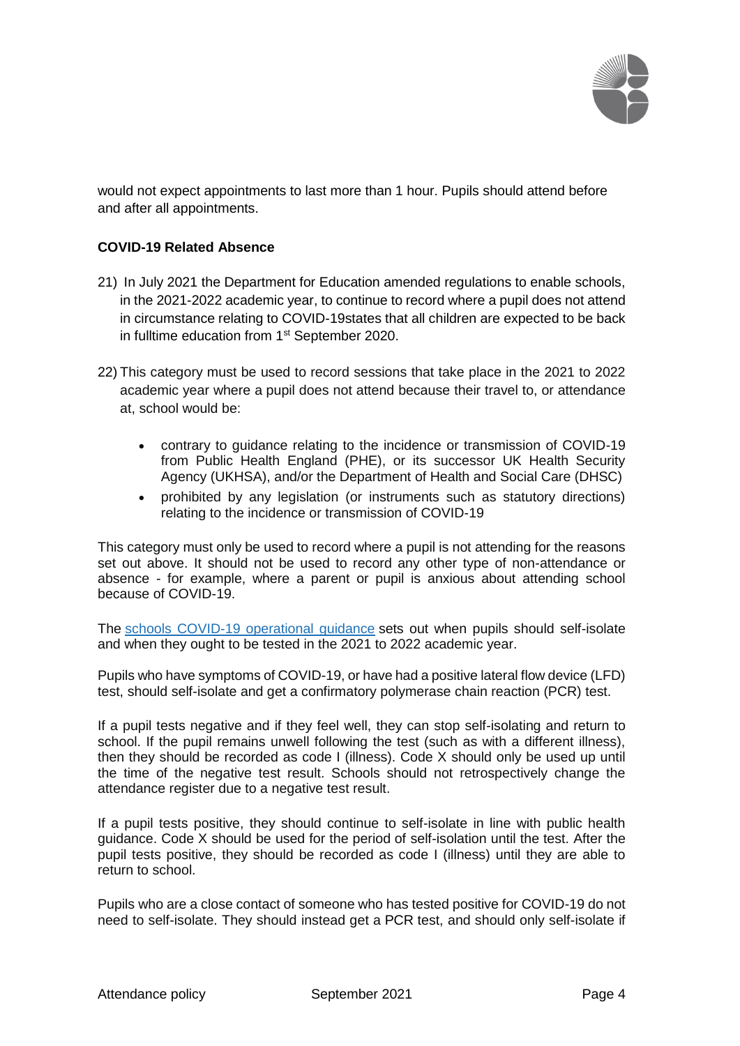would not expect appointments to last more than 1 hour. Pupils should attend before and after all appointments.

**COVID-19 Related Absence**

21) In July 2021 the Department for Education amended regulations to enable schools, in the 2021-2022 academic year, to continue to record where a pupil does not attend in circumstance relating to COVID-19states that all children are expected to be back in fulltime education from 1st September 2020.

22) This category must be used to record sessions that take place in the 2021 to 2022 academic year where a pupil does not attend because their travel to, or attendance at, school would be:

- contrary to guidance relating to the incidence or transmission of COVID-19 from Public Health England (PHE), or its successor UK Health Security Agency (UKHSA), and/or the Department of Health and Social Care (DHSC)
- prohibited by any legislation (or instruments such as statutory directions) relating to the incidence or transmission of COVID-19

This category must only be used to record where a pupil is not attending for the reasons set out above. It should not be used to record any other type of non-attendance or absence - for example, where a parent or pupil is anxious about attending school because of COVID-19.

The schools COVID-19 operational guidance sets out when pupils should self-isolate and when they ought to be tested in the 2021 to 2022 academic year.

Pupils who have symptoms of COVID-19, or have had a positive lateral flow device (LFD) test, should self-isolate and get a confirmatory polymerase chain reaction (PCR) test.

If a pupil tests negative and if they feel well, they can stop self-isolating and return to school. If the pupil remains unwell following the test (such as with a different illness), then they should be recorded as code I (illness). Code X should only be used up until the time of the negative test result. Schools should not retrospectively change the attendance register due to a negative test result.

If a pupil tests positive, they should continue to self-isolate in line with public health guidance. Code X should be used for the period of self-isolation until the test. After the pupil tests positive, they should be recorded as code I (illness) until they are able to return to school.

Pupils who are a close contact of someone who has tested positive for COVID-19 do not need to self-isolate. They should instead get a PCR test, and should only self-isolate if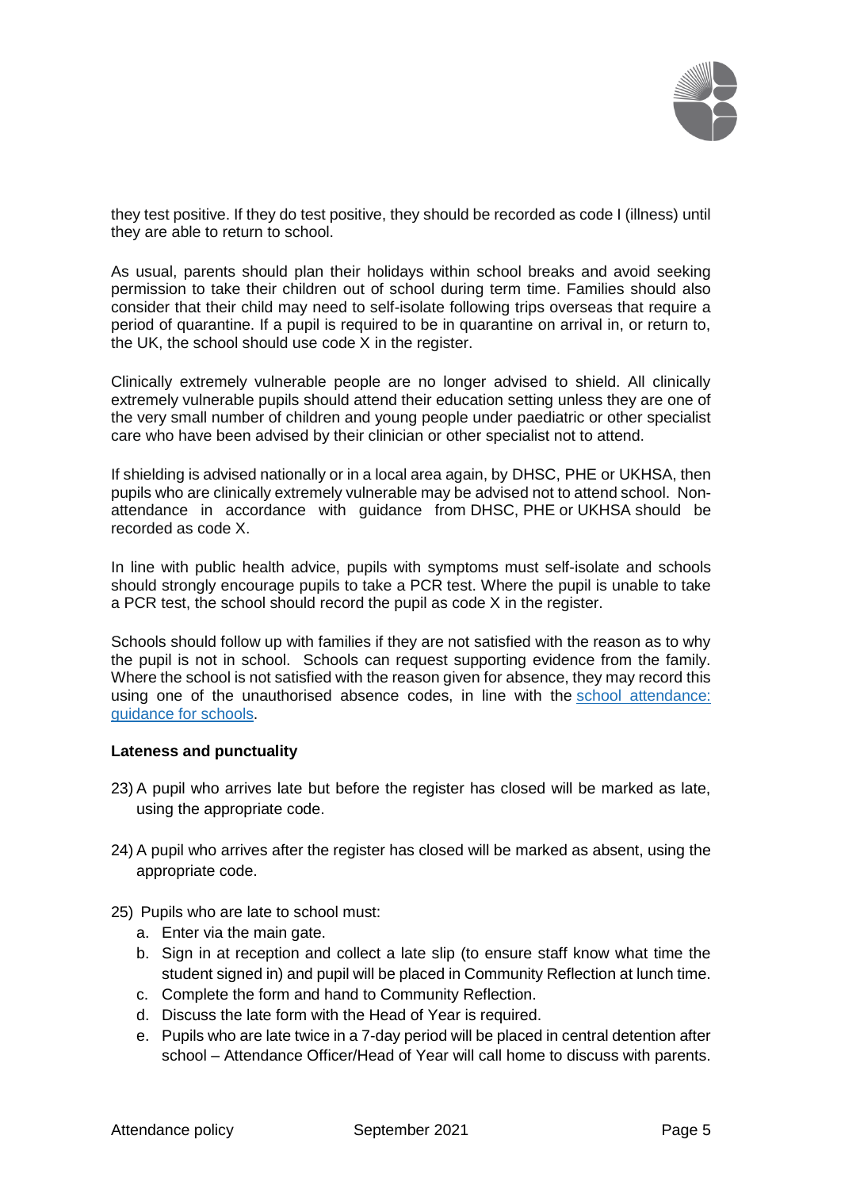they test positive. If they do test positive, they should be recorded as code I (illness) until they are able to return to school.

As usual, parents should plan their holidays within school breaks and avoid seeking permission to take their children out of school during term time. Families should also consider that their child may need to self-isolate following trips overseas that require a period of quarantine. If a pupil is required to be in quarantine on arrival in, or return to, the UK, the school should use code X in the register.

Clinically extremely vulnerable people are no longer advised to shield. All clinically extremely vulnerable pupils should attend their education setting unless they are one of the very small number of children and young people under paediatric or other specialist care who have been advised by their clinician or other specialist not to attend.

If shielding is advised nationally or in a local area again, by DHSC, PHE or UKHSA, then pupils who are clinically extremely vulnerable may be advised not to attend school. Non-attendance in accordance with guidance from DHSC, PHE or UKHSA should be recorded as code X.

In line with public health advice, pupils with symptoms must self-isolate and schools should strongly encourage pupils to take a PCR test. Where the pupil is unable to take a PCR test, the school should record the pupil as code X in the register.

Schools should follow up with families if they are not satisfied with the reason as to why the pupil is not in school. Schools can request supporting evidence from the family. Where the school is not satisfied with the reason given for absence, they may record this using one of the unauthorised absence codes, in line with the school attendance: guidance for schools.

**Lateness and punctuality**

23) A pupil who arrives late but before the register has closed will be marked as late, using the appropriate code.

24) A pupil who arrives after the register has closed will be marked as absent, using the appropriate code.

25) Pupils who are late to school must:
   a. Enter via the main gate.
   b. Sign in at reception and collect a late slip (to ensure staff know what time the student signed in) and pupil will be placed in Community Reflection at lunch time.
   c. Complete the form and hand to Community Reflection.
   d. Discuss the late form with the Head of Year is required.
   e. Pupils who are late twice in a 7-day period will be placed in central detention after school – Attendance Officer/Head of Year will call home to discuss with parents.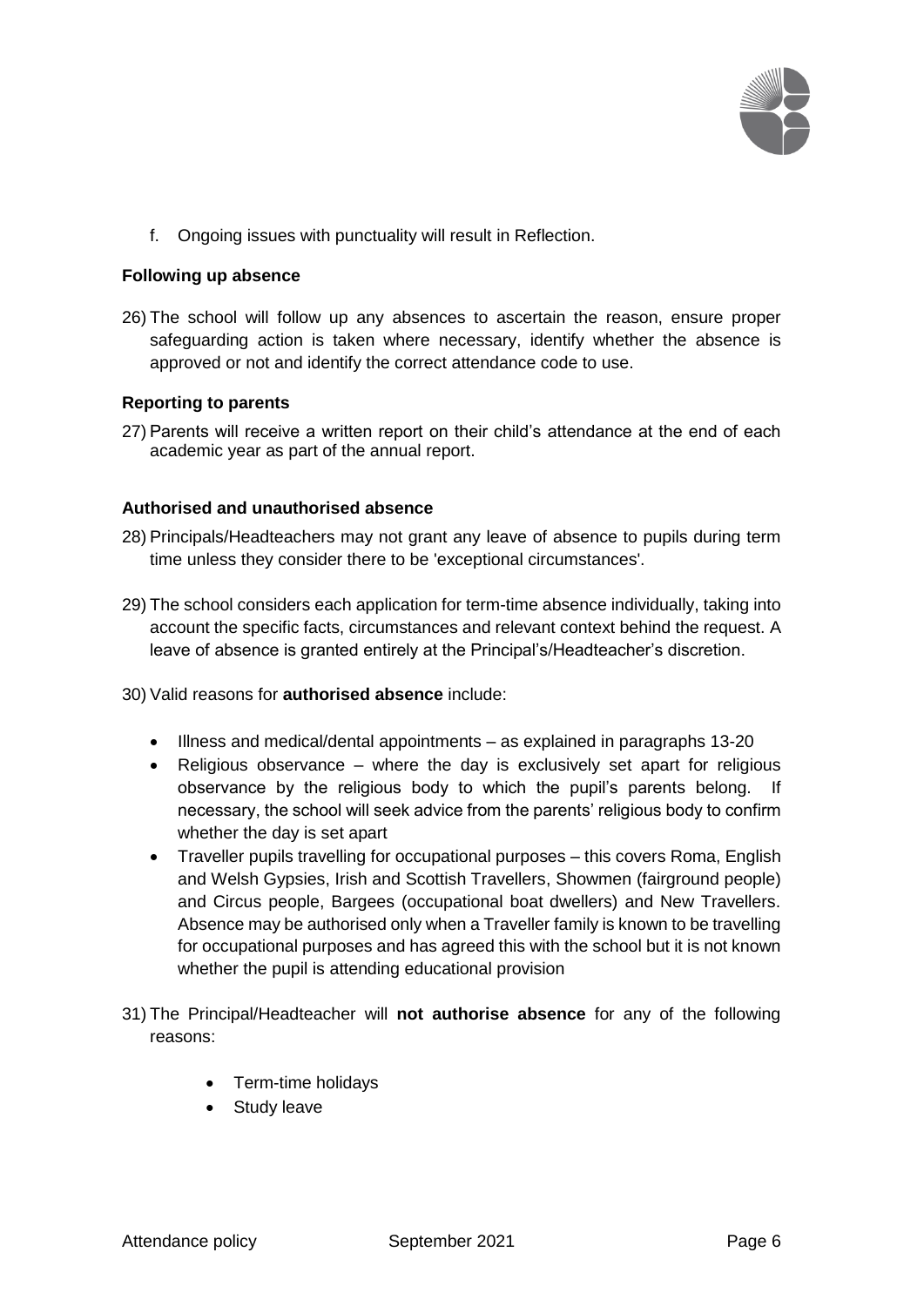f. Ongoing issues with punctuality will result in Reflection.

### Following up absence

26) The school will follow up any absences to ascertain the reason, ensure proper safeguarding action is taken where necessary, identify whether the absence is approved or not and identify the correct attendance code to use.

### Reporting to parents

27) Parents will receive a written report on their child's attendance at the end of each academic year as part of the annual report.

### Authorised and unauthorised absence

28) Principals/Headteachers may not grant any leave of absence to pupils during term time unless they consider there to be 'exceptional circumstances'.

29) The school considers each application for term-time absence individually, taking into account the specific facts, circumstances and relevant context behind the request. A leave of absence is granted entirely at the Principal's/Headteacher's discretion.

30) Valid reasons for **authorised absence** include:

- Illness and medical/dental appointments – as explained in paragraphs 13-20
- Religious observance – where the day is exclusively set apart for religious observance by the religious body to which the pupil's parents belong. If necessary, the school will seek advice from the parents' religious body to confirm whether the day is set apart
- Traveller pupils travelling for occupational purposes – this covers Roma, English and Welsh Gypsies, Irish and Scottish Travellers, Showmen (fairground people) and Circus people, Bargees (occupational boat dwellers) and New Travellers. Absence may be authorised only when a Traveller family is known to be travelling for occupational purposes and has agreed this with the school but it is not known whether the pupil is attending educational provision

31) The Principal/Headteacher will **not authorise absence** for any of the following reasons:

- Term-time holidays
- Study leave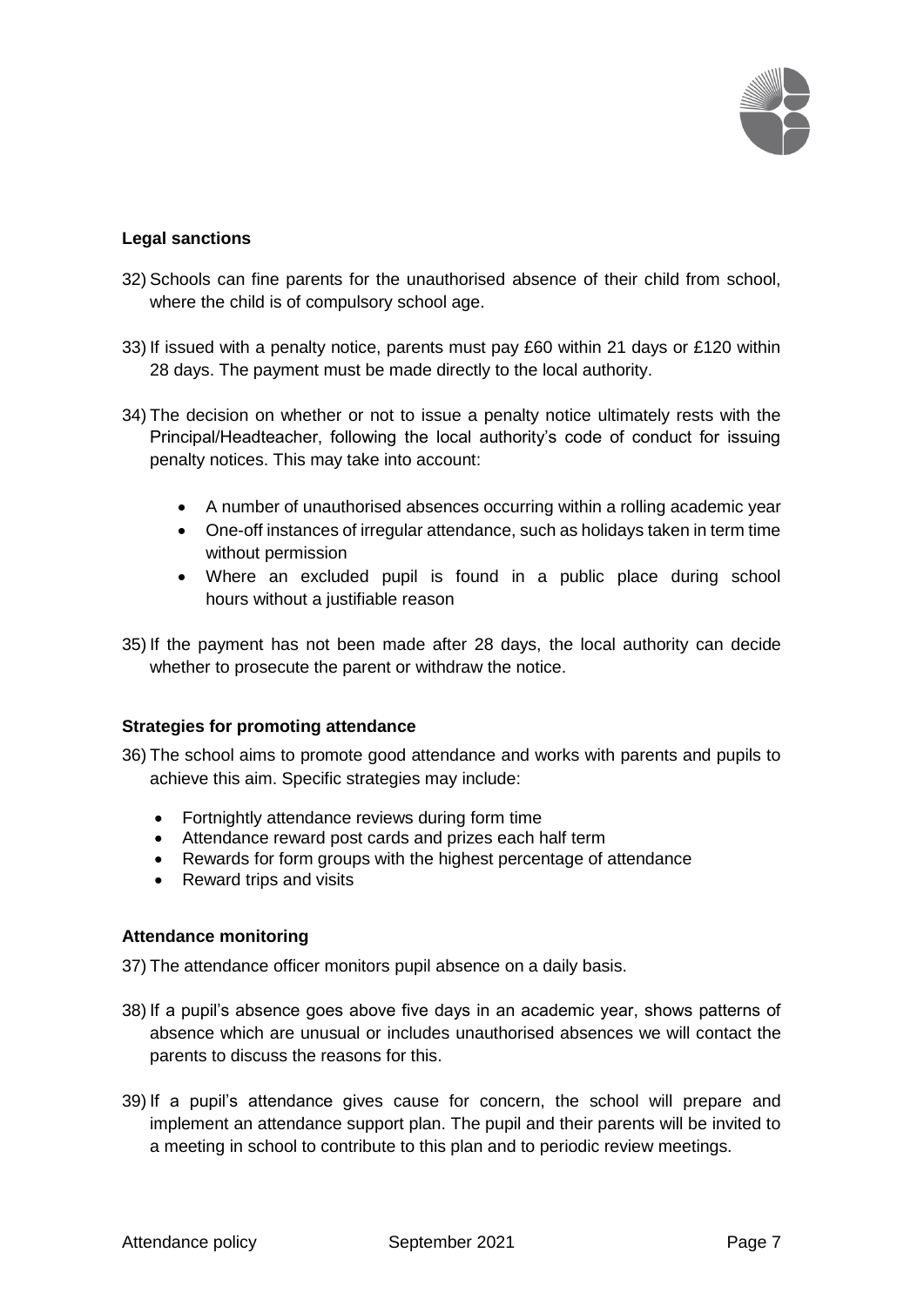**Legal sanctions**

32) Schools can fine parents for the unauthorised absence of their child from school, where the child is of compulsory school age.

33) If issued with a penalty notice, parents must pay £60 within 21 days or £120 within 28 days. The payment must be made directly to the local authority.

34) The decision on whether or not to issue a penalty notice ultimately rests with the Principal/Headteacher, following the local authority's code of conduct for issuing penalty notices. This may take into account:

- A number of unauthorised absences occurring within a rolling academic year
- One-off instances of irregular attendance, such as holidays taken in term time without permission
- Where an excluded pupil is found in a public place during school hours without a justifiable reason

35) If the payment has not been made after 28 days, the local authority can decide whether to prosecute the parent or withdraw the notice.

**Strategies for promoting attendance**

36) The school aims to promote good attendance and works with parents and pupils to achieve this aim. Specific strategies may include:

- Fortnightly attendance reviews during form time
- Attendance reward post cards and prizes each half term
- Rewards for form groups with the highest percentage of attendance
- Reward trips and visits

**Attendance monitoring**

37) The attendance officer monitors pupil absence on a daily basis.

38) If a pupil's absence goes above five days in an academic year, shows patterns of absence which are unusual or includes unauthorised absences we will contact the parents to discuss the reasons for this.

39) If a pupil's attendance gives cause for concern, the school will prepare and implement an attendance support plan. The pupil and their parents will be invited to a meeting in school to contribute to this plan and to periodic review meetings.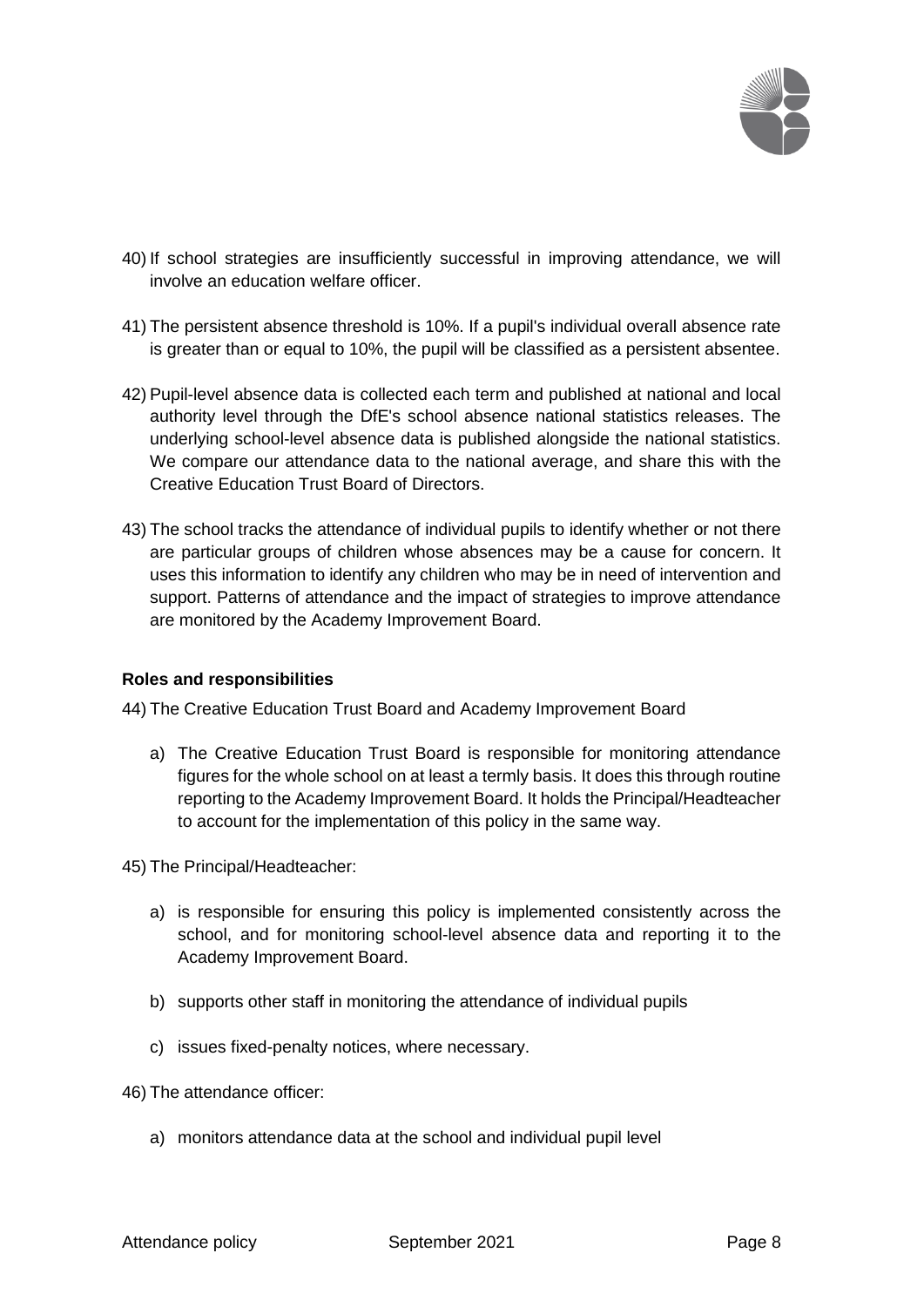40) If school strategies are insufficiently successful in improving attendance, we will involve an education welfare officer.

41) The persistent absence threshold is 10%. If a pupil's individual overall absence rate is greater than or equal to 10%, the pupil will be classified as a persistent absentee.

42) Pupil-level absence data is collected each term and published at national and local authority level through the DfE's school absence national statistics releases. The underlying school-level absence data is published alongside the national statistics. We compare our attendance data to the national average, and share this with the Creative Education Trust Board of Directors.

43) The school tracks the attendance of individual pupils to identify whether or not there are particular groups of children whose absences may be a cause for concern. It uses this information to identify any children who may be in need of intervention and support. Patterns of attendance and the impact of strategies to improve attendance are monitored by the Academy Improvement Board.

**Roles and responsibilities**

44) The Creative Education Trust Board and Academy Improvement Board

   a) The Creative Education Trust Board is responsible for monitoring attendance figures for the whole school on at least a termly basis. It does this through routine reporting to the Academy Improvement Board. It holds the Principal/Headteacher to account for the implementation of this policy in the same way.

45) The Principal/Headteacher:

   a) is responsible for ensuring this policy is implemented consistently across the school, and for monitoring school-level absence data and reporting it to the Academy Improvement Board.

   b) supports other staff in monitoring the attendance of individual pupils

   c) issues fixed-penalty notices, where necessary.

46) The attendance officer:

   a) monitors attendance data at the school and individual pupil level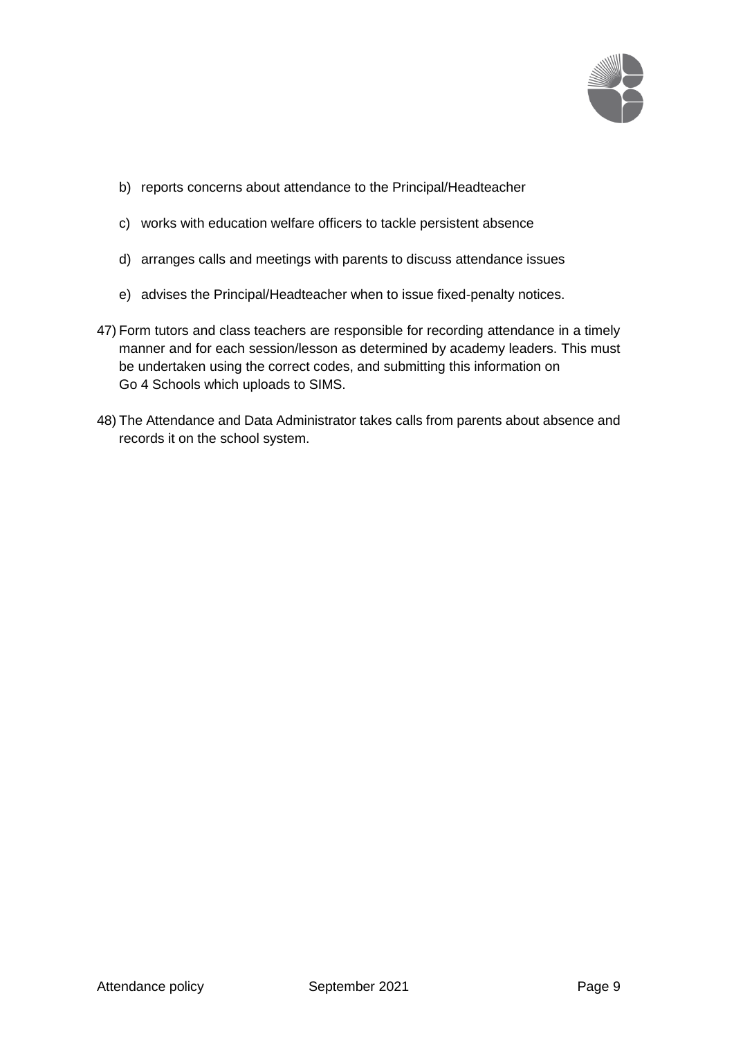b) reports concerns about attendance to the Principal/Headteacher

c) works with education welfare officers to tackle persistent absence

d) arranges calls and meetings with parents to discuss attendance issues

e) advises the Principal/Headteacher when to issue fixed-penalty notices.

47) Form tutors and class teachers are responsible for recording attendance in a timely manner and for each session/lesson as determined by academy leaders. This must be undertaken using the correct codes, and submitting this information on Go 4 Schools which uploads to SIMS.

48) The Attendance and Data Administrator takes calls from parents about absence and records it on the school system.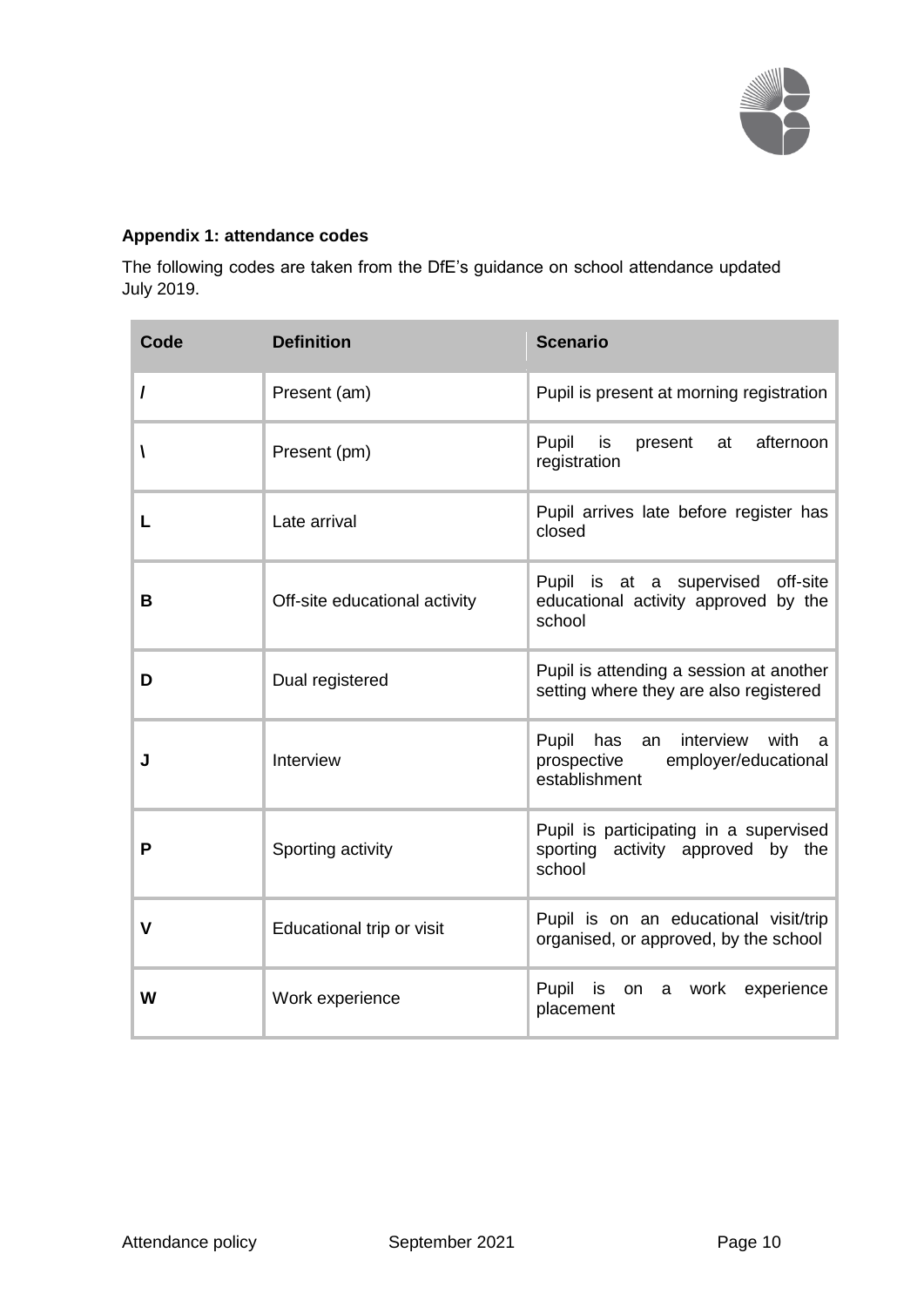**Appendix 1: attendance codes**

The following codes are taken from the DfE's guidance on school attendance updated July 2019.

| Code | Definition | Scenario |
|---|---|---|
| **/** | Present (am) | Pupil is present at morning registration |
| **\\** | Present (pm) | Pupil is present at afternoon registration |
| **L** | Late arrival | Pupil arrives late before register has closed |
| **B** | Off-site educational activity | Pupil is at a supervised off-site educational activity approved by the school |
| **D** | Dual registered | Pupil is attending a session at another setting where they are also registered |
| **J** | Interview | Pupil has an interview with a prospective employer/educational establishment |
| **P** | Sporting activity | Pupil is participating in a supervised sporting activity approved by the school |
| **V** | Educational trip or visit | Pupil is on an educational visit/trip organised, or approved, by the school |
| **W** | Work experience | Pupil is on a work experience placement |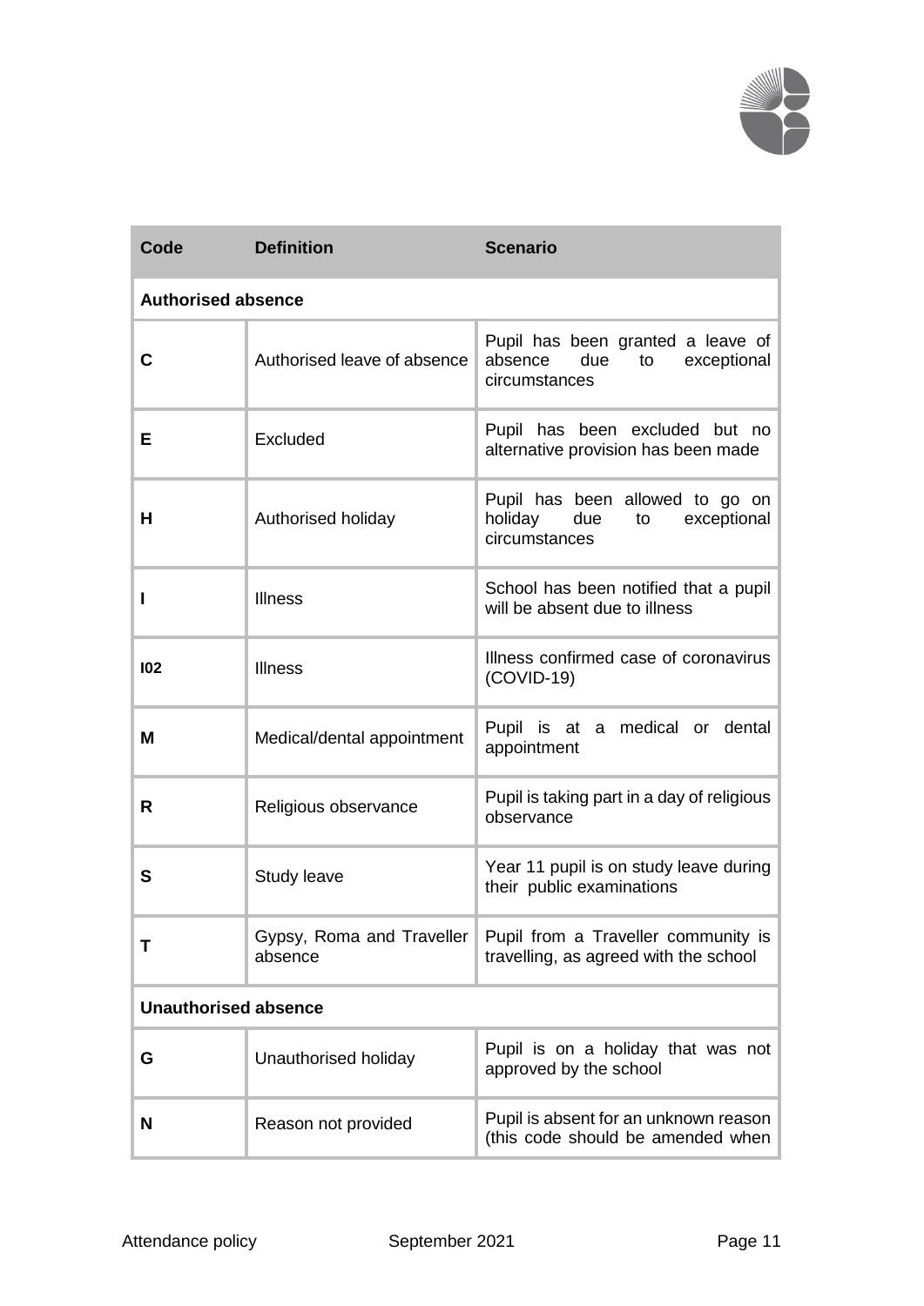| Code | Definition | Scenario |
|---|---|---|
| **Authorised absence** | | |
| **C** | Authorised leave of absence | Pupil has been granted a leave of absence due to exceptional circumstances |
| **E** | Excluded | Pupil has been excluded but no alternative provision has been made |
| **H** | Authorised holiday | Pupil has been allowed to go on holiday due to exceptional circumstances |
| **I** | Illness | School has been notified that a pupil will be absent due to illness |
| **I02** | Illness | Illness confirmed case of coronavirus (COVID-19) |
| **M** | Medical/dental appointment | Pupil is at a medical or dental appointment |
| **R** | Religious observance | Pupil is taking part in a day of religious observance |
| **S** | Study leave | Year 11 pupil is on study leave during their public examinations |
| **T** | Gypsy, Roma and Traveller absence | Pupil from a Traveller community is travelling, as agreed with the school |
| **Unauthorised absence** | | |
| **G** | Unauthorised holiday | Pupil is on a holiday that was not approved by the school |
| **N** | Reason not provided | Pupil is absent for an unknown reason (this code should be amended when |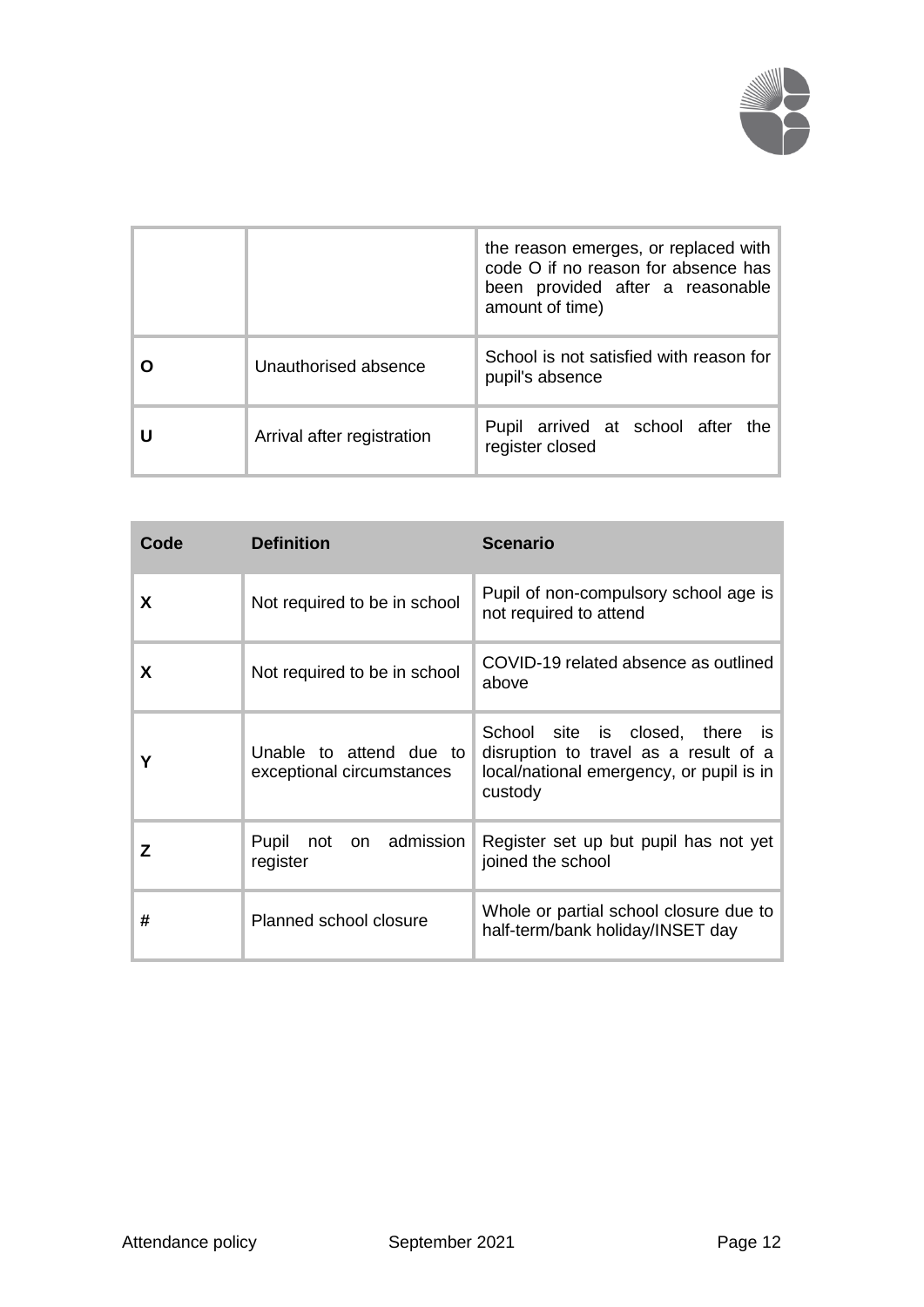| | | |
|---|---|---|
| | | the reason emerges, or replaced with code O if no reason for absence has been provided after a reasonable amount of time) |
| **O** | Unauthorised absence | School is not satisfied with reason for pupil's absence |
| **U** | Arrival after registration | Pupil arrived at school after the register closed |

| Code | Definition | Scenario |
|---|---|---|
| **X** | Not required to be in school | Pupil of non-compulsory school age is not required to attend |
| **X** | Not required to be in school | COVID-19 related absence as outlined above |
| **Y** | Unable to attend due to exceptional circumstances | School site is closed, there is disruption to travel as a result of a local/national emergency, or pupil is in custody |
| **Z** | Pupil not on admission register | Register set up but pupil has not yet joined the school |
| **#** | Planned school closure | Whole or partial school closure due to half-term/bank holiday/INSET day |